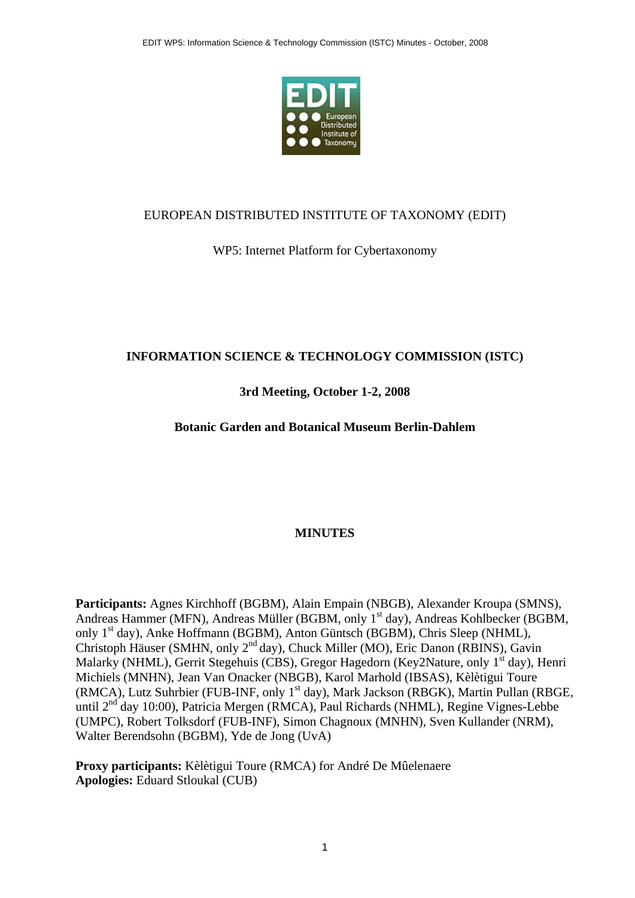EUROPEAN DISTRIBUTED INSTITUTE OF TAXONOMY (EDIT)

WP5: Internet Platform for Cybertaxonomy

**INFORMATION SCIENCE & TECHNOLOGY COMMISSION (ISTC)**

**3rd Meeting, October 1-2, 2008**

**Botanic Garden and Botanical Museum Berlin-Dahlem**

**MINUTES**

**Participants:** Agnes Kirchhoff (BGBM), Alain Empain (NBGB), Alexander Kroupa (SMNS), Andreas Hammer (MFN), Andreas Müller (BGBM, only 1st day), Andreas Kohlbecker (BGBM, only 1st day), Anke Hoffmann (BGBM), Anton Güntsch (BGBM), Chris Sleep (NHML), Christoph Häuser (SMHN, only 2nd day), Chuck Miller (MO), Eric Danon (RBINS), Gavin Malarky (NHML), Gerrit Stegehuis (CBS), Gregor Hagedorn (Key2Nature, only 1st day), Henri Michiels (MNHN), Jean Van Onacker (NBGB), Karol Marhold (IBSAS), Kèlètigui Toure (RMCA), Lutz Suhrbier (FUB-INF, only 1st day), Mark Jackson (RBGK), Martin Pullan (RBGE, until 2nd day 10:00), Patricia Mergen (RMCA), Paul Richards (NHML), Regine Vignes-Lebbe (UMPC), Robert Tolksdorf (FUB-INF), Simon Chagnoux (MNHN), Sven Kullander (NRM), Walter Berendsohn (BGBM), Yde de Jong (UvA)

**Proxy participants:** Kèlètigui Toure (RMCA) for André De Mûelenaere
**Apologies:** Eduard Stloukal (CUB)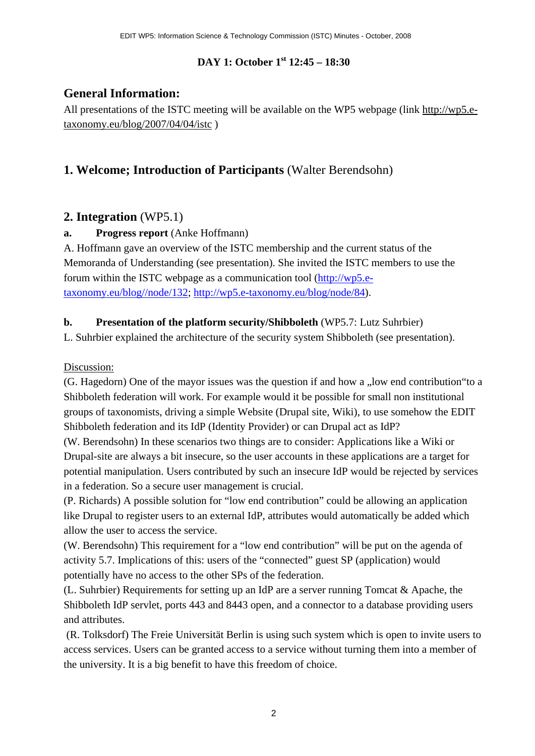**DAY 1: October 1st 12:45 – 18:30**

## General Information:

All presentations of the ISTC meeting will be available on the WP5 webpage (link http://wp5.e-taxonomy.eu/blog/2007/04/04/istc )

## 1. Welcome; Introduction of Participants (Walter Berendsohn)

## 2. Integration (WP5.1)

**a. Progress report** (Anke Hoffmann)

A. Hoffmann gave an overview of the ISTC membership and the current status of the Memoranda of Understanding (see presentation). She invited the ISTC members to use the forum within the ISTC webpage as a communication tool (http://wp5.e-taxonomy.eu/blog//node/132; http://wp5.e-taxonomy.eu/blog/node/84).

**b. Presentation of the platform security/Shibboleth** (WP5.7: Lutz Suhrbier)

L. Suhrbier explained the architecture of the security system Shibboleth (see presentation).

Discussion:

(G. Hagedorn) One of the mayor issues was the question if and how a „low end contribution"to a Shibboleth federation will work. For example would it be possible for small non institutional groups of taxonomists, driving a simple Website (Drupal site, Wiki), to use somehow the EDIT Shibboleth federation and its IdP (Identity Provider) or can Drupal act as IdP?

(W. Berendsohn) In these scenarios two things are to consider: Applications like a Wiki or Drupal-site are always a bit insecure, so the user accounts in these applications are a target for potential manipulation. Users contributed by such an insecure IdP would be rejected by services in a federation. So a secure user management is crucial.

(P. Richards) A possible solution for "low end contribution" could be allowing an application like Drupal to register users to an external IdP, attributes would automatically be added which allow the user to access the service.

(W. Berendsohn) This requirement for a "low end contribution" will be put on the agenda of activity 5.7. Implications of this: users of the "connected" guest SP (application) would potentially have no access to the other SPs of the federation.

(L. Suhrbier) Requirements for setting up an IdP are a server running Tomcat & Apache, the Shibboleth IdP servlet, ports 443 and 8443 open, and a connector to a database providing users and attributes.

(R. Tolksdorf) The Freie Universität Berlin is using such system which is open to invite users to access services. Users can be granted access to a service without turning them into a member of the university. It is a big benefit to have this freedom of choice.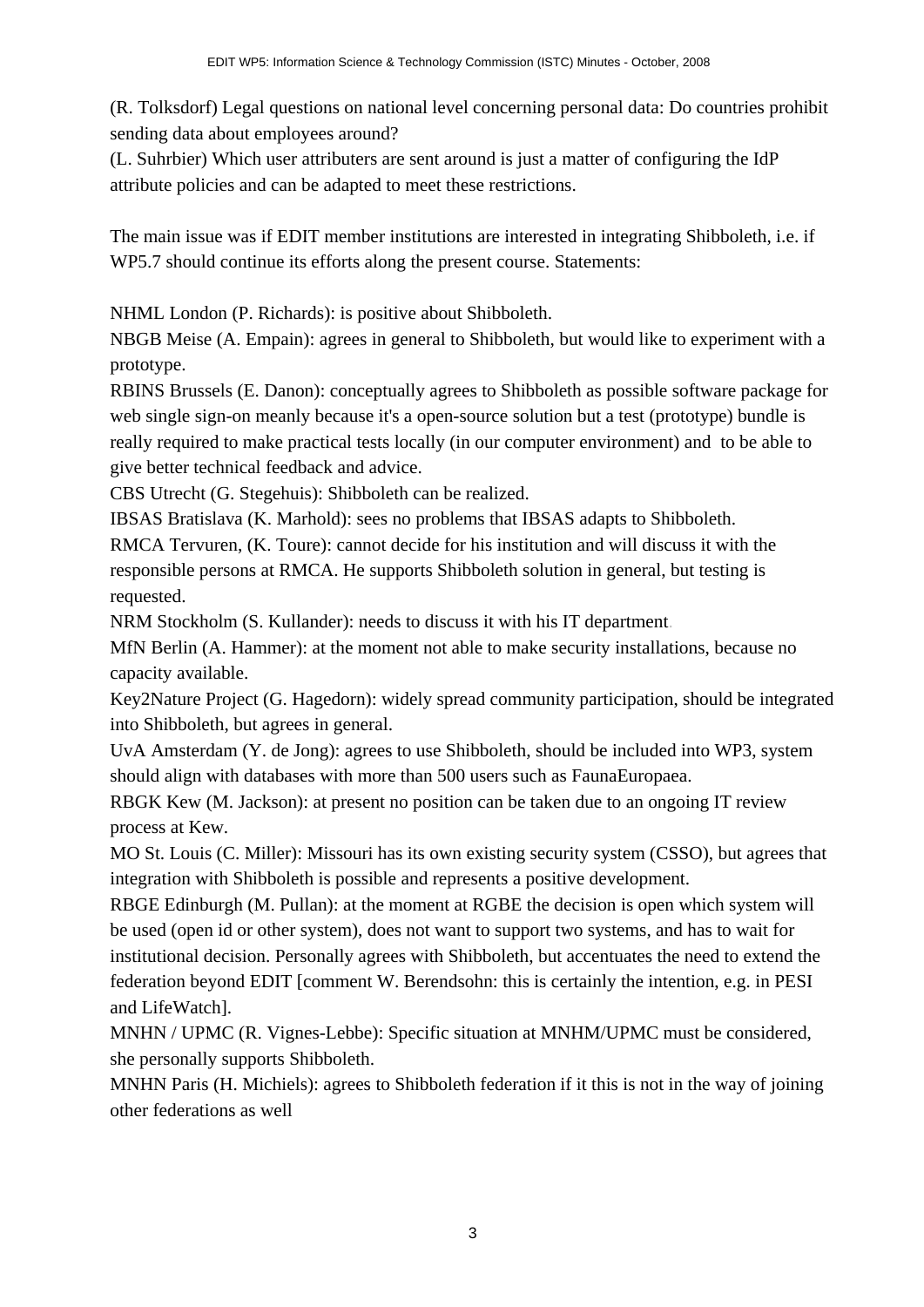(R. Tolksdorf) Legal questions on national level concerning personal data: Do countries prohibit sending data about employees around?
(L. Suhrbier) Which user attributers are sent around is just a matter of configuring the IdP attribute policies and can be adapted to meet these restrictions.

The main issue was if EDIT member institutions are interested in integrating Shibboleth, i.e. if WP5.7 should continue its efforts along the present course. Statements:

NHML London (P. Richards): is positive about Shibboleth.
NBGB Meise (A. Empain): agrees in general to Shibboleth, but would like to experiment with a prototype.
RBINS Brussels (E. Danon): conceptually agrees to Shibboleth as possible software package for web single sign-on meanly because it's a open-source solution but a test (prototype) bundle is really required to make practical tests locally (in our computer environment) and to be able to give better technical feedback and advice.
CBS Utrecht (G. Stegehuis): Shibboleth can be realized.
IBSAS Bratislava (K. Marhold): sees no problems that IBSAS adapts to Shibboleth.
RMCA Tervuren, (K. Toure): cannot decide for his institution and will discuss it with the responsible persons at RMCA. He supports Shibboleth solution in general, but testing is requested.
NRM Stockholm (S. Kullander): needs to discuss it with his IT department.
MfN Berlin (A. Hammer): at the moment not able to make security installations, because no capacity available.
Key2Nature Project (G. Hagedorn): widely spread community participation, should be integrated into Shibboleth, but agrees in general.
UvA Amsterdam (Y. de Jong): agrees to use Shibboleth, should be included into WP3, system should align with databases with more than 500 users such as FaunaEuropaea.
RBGK Kew (M. Jackson): at present no position can be taken due to an ongoing IT review process at Kew.
MO St. Louis (C. Miller): Missouri has its own existing security system (CSSO), but agrees that integration with Shibboleth is possible and represents a positive development.
RBGE Edinburgh (M. Pullan): at the moment at RGBE the decision is open which system will be used (open id or other system), does not want to support two systems, and has to wait for institutional decision. Personally agrees with Shibboleth, but accentuates the need to extend the federation beyond EDIT [comment W. Berendsohn: this is certainly the intention, e.g. in PESI and LifeWatch].
MNHN / UPMC (R. Vignes-Lebbe): Specific situation at MNHM/UPMC must be considered, she personally supports Shibboleth.
MNHN Paris (H. Michiels): agrees to Shibboleth federation if it this is not in the way of joining other federations as well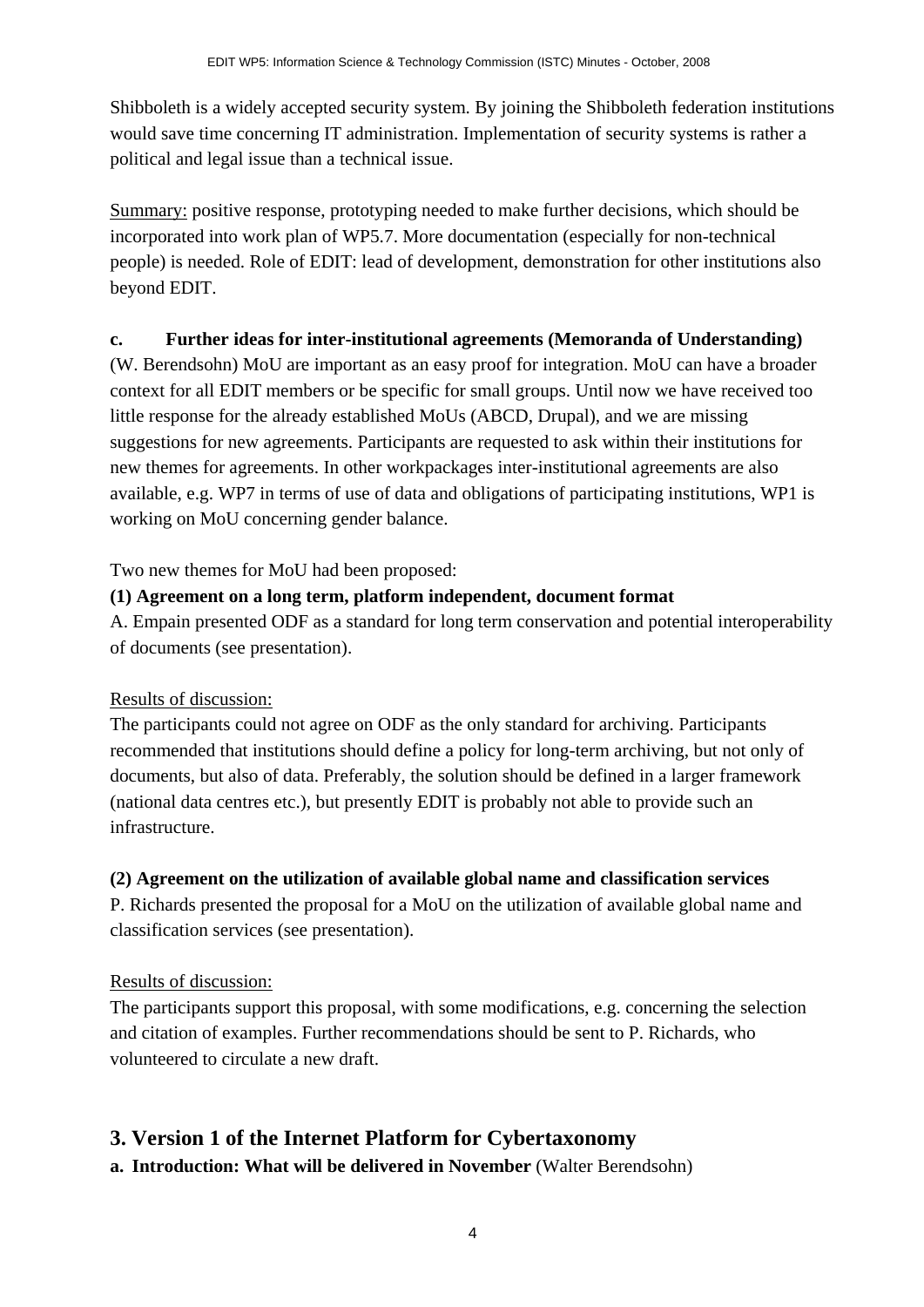Shibboleth is a widely accepted security system. By joining the Shibboleth federation institutions would save time concerning IT administration. Implementation of security systems is rather a political and legal issue than a technical issue.

Summary: positive response, prototyping needed to make further decisions, which should be incorporated into work plan of WP5.7. More documentation (especially for non-technical people) is needed. Role of EDIT: lead of development, demonstration for other institutions also beyond EDIT.

**c. Further ideas for inter-institutional agreements (Memoranda of Understanding)**

(W. Berendsohn) MoU are important as an easy proof for integration. MoU can have a broader context for all EDIT members or be specific for small groups. Until now we have received too little response for the already established MoUs (ABCD, Drupal), and we are missing suggestions for new agreements. Participants are requested to ask within their institutions for new themes for agreements. In other workpackages inter-institutional agreements are also available, e.g. WP7 in terms of use of data and obligations of participating institutions, WP1 is working on MoU concerning gender balance.

Two new themes for MoU had been proposed:

**(1) Agreement on a long term, platform independent, document format**

A. Empain presented ODF as a standard for long term conservation and potential interoperability of documents (see presentation).

Results of discussion:

The participants could not agree on ODF as the only standard for archiving. Participants recommended that institutions should define a policy for long-term archiving, but not only of documents, but also of data. Preferably, the solution should be defined in a larger framework (national data centres etc.), but presently EDIT is probably not able to provide such an infrastructure.

**(2) Agreement on the utilization of available global name and classification services**

P. Richards presented the proposal for a MoU on the utilization of available global name and classification services (see presentation).

Results of discussion:

The participants support this proposal, with some modifications, e.g. concerning the selection and citation of examples. Further recommendations should be sent to P. Richards, who volunteered to circulate a new draft.

## 3. Version 1 of the Internet Platform for Cybertaxonomy

**a. Introduction: What will be delivered in November** (Walter Berendsohn)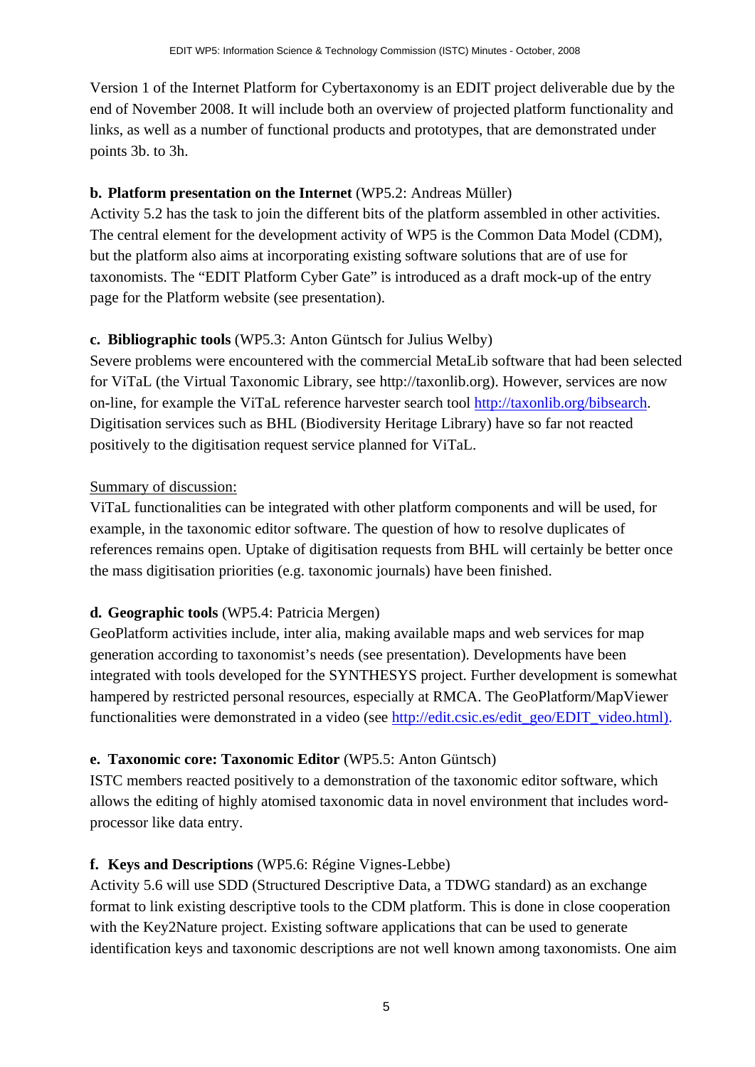Version 1 of the Internet Platform for Cybertaxonomy is an EDIT project deliverable due by the end of November 2008. It will include both an overview of projected platform functionality and links, as well as a number of functional products and prototypes, that are demonstrated under points 3b. to 3h.

**b. Platform presentation on the Internet** (WP5.2: Andreas Müller)
Activity 5.2 has the task to join the different bits of the platform assembled in other activities. The central element for the development activity of WP5 is the Common Data Model (CDM), but the platform also aims at incorporating existing software solutions that are of use for taxonomists. The "EDIT Platform Cyber Gate" is introduced as a draft mock-up of the entry page for the Platform website (see presentation).

**c. Bibliographic tools** (WP5.3: Anton Güntsch for Julius Welby)
Severe problems were encountered with the commercial MetaLib software that had been selected for ViTaL (the Virtual Taxonomic Library, see http://taxonlib.org). However, services are now on-line, for example the ViTaL reference harvester search tool http://taxonlib.org/bibsearch. Digitisation services such as BHL (Biodiversity Heritage Library) have so far not reacted positively to the digitisation request service planned for ViTaL.

Summary of discussion:
ViTaL functionalities can be integrated with other platform components and will be used, for example, in the taxonomic editor software. The question of how to resolve duplicates of references remains open. Uptake of digitisation requests from BHL will certainly be better once the mass digitisation priorities (e.g. taxonomic journals) have been finished.

**d. Geographic tools** (WP5.4: Patricia Mergen)
GeoPlatform activities include, inter alia, making available maps and web services for map generation according to taxonomist's needs (see presentation). Developments have been integrated with tools developed for the SYNTHESYS project. Further development is somewhat hampered by restricted personal resources, especially at RMCA. The GeoPlatform/MapViewer functionalities were demonstrated in a video (see http://edit.csic.es/edit_geo/EDIT_video.html).

**e. Taxonomic core: Taxonomic Editor** (WP5.5: Anton Güntsch)
ISTC members reacted positively to a demonstration of the taxonomic editor software, which allows the editing of highly atomised taxonomic data in novel environment that includes word-processor like data entry.

**f. Keys and Descriptions** (WP5.6: Régine Vignes-Lebbe)
Activity 5.6 will use SDD (Structured Descriptive Data, a TDWG standard) as an exchange format to link existing descriptive tools to the CDM platform. This is done in close cooperation with the Key2Nature project. Existing software applications that can be used to generate identification keys and taxonomic descriptions are not well known among taxonomists. One aim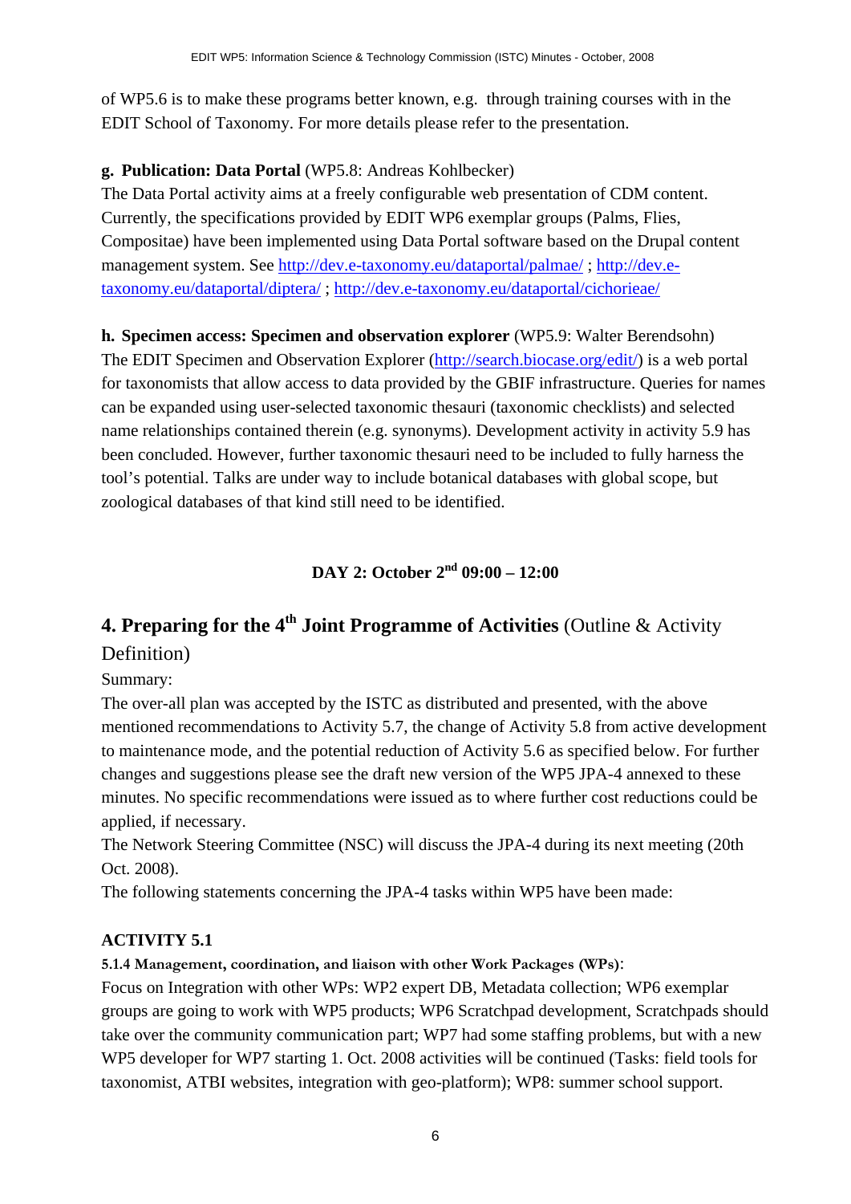of WP5.6 is to make these programs better known, e.g. through training courses with in the EDIT School of Taxonomy. For more details please refer to the presentation.

**g. Publication: Data Portal** (WP5.8: Andreas Kohlbecker)

The Data Portal activity aims at a freely configurable web presentation of CDM content. Currently, the specifications provided by EDIT WP6 exemplar groups (Palms, Flies, Compositae) have been implemented using Data Portal software based on the Drupal content management system. See http://dev.e-taxonomy.eu/dataportal/palmae/ ; http://dev.e-taxonomy.eu/dataportal/diptera/ ; http://dev.e-taxonomy.eu/dataportal/cichorieae/

**h. Specimen access: Specimen and observation explorer** (WP5.9: Walter Berendsohn)

The EDIT Specimen and Observation Explorer (http://search.biocase.org/edit/) is a web portal for taxonomists that allow access to data provided by the GBIF infrastructure. Queries for names can be expanded using user-selected taxonomic thesauri (taxonomic checklists) and selected name relationships contained therein (e.g. synonyms). Development activity in activity 5.9 has been concluded. However, further taxonomic thesauri need to be included to fully harness the tool's potential. Talks are under way to include botanical databases with global scope, but zoological databases of that kind still need to be identified.

**DAY 2: October 2nd 09:00 – 12:00**

## 4. Preparing for the 4th Joint Programme of Activities (Outline & Activity Definition)

Summary:

The over-all plan was accepted by the ISTC as distributed and presented, with the above mentioned recommendations to Activity 5.7, the change of Activity 5.8 from active development to maintenance mode, and the potential reduction of Activity 5.6 as specified below. For further changes and suggestions please see the draft new version of the WP5 JPA-4 annexed to these minutes. No specific recommendations were issued as to where further cost reductions could be applied, if necessary.

The Network Steering Committee (NSC) will discuss the JPA-4 during its next meeting (20th Oct. 2008).

The following statements concerning the JPA-4 tasks within WP5 have been made:

### ACTIVITY 5.1

**5.1.4 Management, coordination, and liaison with other Work Packages (WPs)**:

Focus on Integration with other WPs: WP2 expert DB, Metadata collection; WP6 exemplar groups are going to work with WP5 products; WP6 Scratchpad development, Scratchpads should take over the community communication part; WP7 had some staffing problems, but with a new WP5 developer for WP7 starting 1. Oct. 2008 activities will be continued (Tasks: field tools for taxonomist, ATBI websites, integration with geo-platform); WP8: summer school support.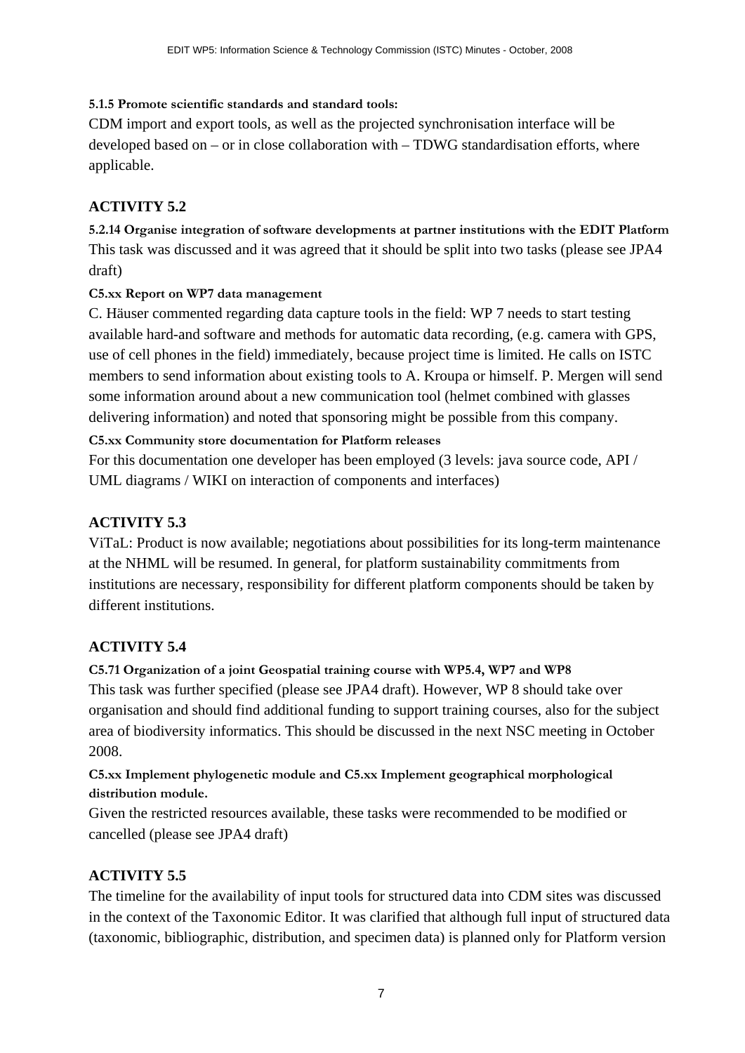**5.1.5 Promote scientific standards and standard tools:**

CDM import and export tools, as well as the projected synchronisation interface will be developed based on – or in close collaboration with – TDWG standardisation efforts, where applicable.

## ACTIVITY 5.2

**5.2.14 Organise integration of software developments at partner institutions with the EDIT Platform**

This task was discussed and it was agreed that it should be split into two tasks (please see JPA4 draft)

**C5.xx Report on WP7 data management**

C. Häuser commented regarding data capture tools in the field: WP 7 needs to start testing available hard-and software and methods for automatic data recording, (e.g. camera with GPS, use of cell phones in the field) immediately, because project time is limited. He calls on ISTC members to send information about existing tools to A. Kroupa or himself. P. Mergen will send some information around about a new communication tool (helmet combined with glasses delivering information) and noted that sponsoring might be possible from this company.

**C5.xx Community store documentation for Platform releases**

For this documentation one developer has been employed (3 levels: java source code, API / UML diagrams / WIKI on interaction of components and interfaces)

## ACTIVITY 5.3

ViTaL: Product is now available; negotiations about possibilities for its long-term maintenance at the NHML will be resumed. In general, for platform sustainability commitments from institutions are necessary, responsibility for different platform components should be taken by different institutions.

## ACTIVITY 5.4

**C5.71 Organization of a joint Geospatial training course with WP5.4, WP7 and WP8**

This task was further specified (please see JPA4 draft). However, WP 8 should take over organisation and should find additional funding to support training courses, also for the subject area of biodiversity informatics. This should be discussed in the next NSC meeting in October 2008.

**C5.xx Implement phylogenetic module and C5.xx Implement geographical morphological distribution module.**

Given the restricted resources available, these tasks were recommended to be modified or cancelled (please see JPA4 draft)

## ACTIVITY 5.5

The timeline for the availability of input tools for structured data into CDM sites was discussed in the context of the Taxonomic Editor. It was clarified that although full input of structured data (taxonomic, bibliographic, distribution, and specimen data) is planned only for Platform version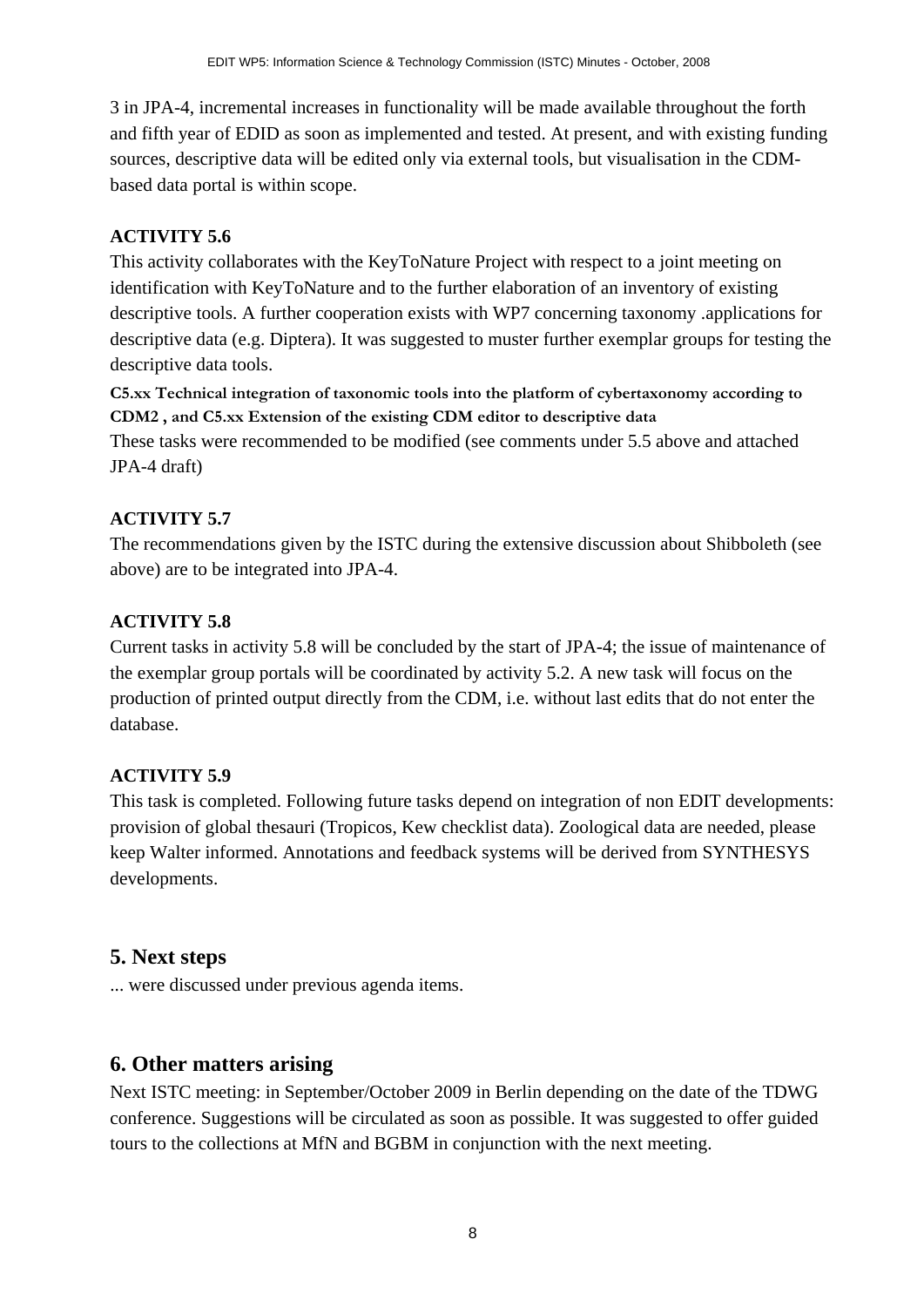3 in JPA-4, incremental increases in functionality will be made available throughout the forth and fifth year of EDID as soon as implemented and tested. At present, and with existing funding sources, descriptive data will be edited only via external tools, but visualisation in the CDM-based data portal is within scope.

**ACTIVITY 5.6**

This activity collaborates with the KeyToNature Project with respect to a joint meeting on identification with KeyToNature and to the further elaboration of an inventory of existing descriptive tools. A further cooperation exists with WP7 concerning taxonomy .applications for descriptive data (e.g. Diptera). It was suggested to muster further exemplar groups for testing the descriptive data tools.

**C5.xx Technical integration of taxonomic tools into the platform of cybertaxonomy according to CDM2 , and C5.xx Extension of the existing CDM editor to descriptive data**

These tasks were recommended to be modified (see comments under 5.5 above and attached JPA-4 draft)

**ACTIVITY 5.7**

The recommendations given by the ISTC during the extensive discussion about Shibboleth (see above) are to be integrated into JPA-4.

**ACTIVITY 5.8**

Current tasks in activity 5.8 will be concluded by the start of JPA-4; the issue of maintenance of the exemplar group portals will be coordinated by activity 5.2. A new task will focus on the production of printed output directly from the CDM, i.e. without last edits that do not enter the database.

**ACTIVITY 5.9**

This task is completed. Following future tasks depend on integration of non EDIT developments: provision of global thesauri (Tropicos, Kew checklist data). Zoological data are needed, please keep Walter informed. Annotations and feedback systems will be derived from SYNTHESYS developments.

## 5. Next steps

... were discussed under previous agenda items.

## 6. Other matters arising

Next ISTC meeting: in September/October 2009 in Berlin depending on the date of the TDWG conference. Suggestions will be circulated as soon as possible. It was suggested to offer guided tours to the collections at MfN and BGBM in conjunction with the next meeting.